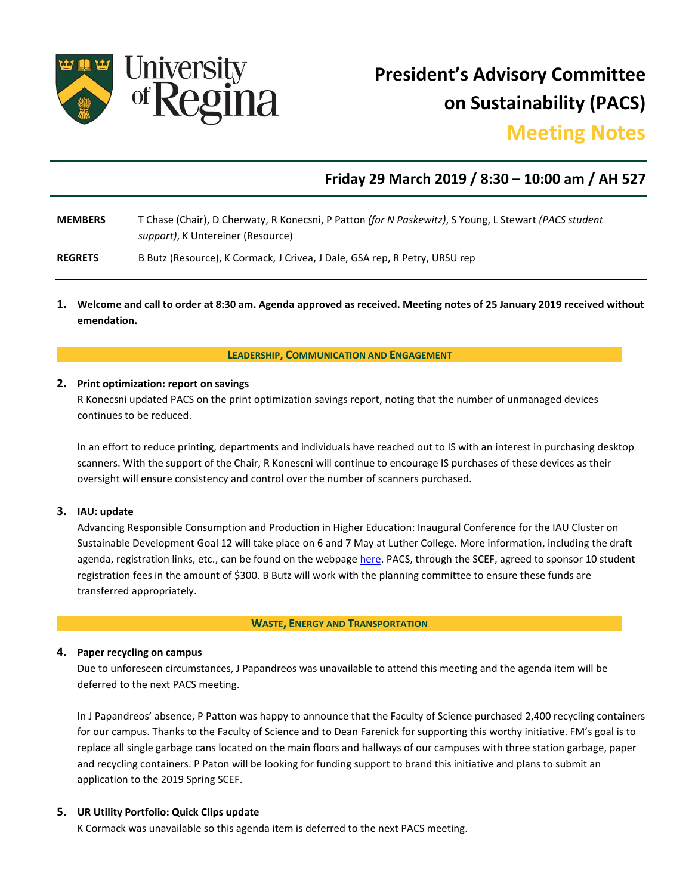University of Regina

# President's Advisory Committee on Sustainability (PACS)

## Meeting Notes

### Friday 29 March 2019 / 8:30 – 10:00 am / AH 527

**MEMBERS** T Chase (Chair), D Cherwaty, R Konecsni, P Patton *(for N Paskewitz)*, S Young, L Stewart *(PACS student support)*, K Untereiner (Resource)

**REGRETS** B Butz (Resource), K Cormack, J Crivea, J Dale, GSA rep, R Petry, URSU rep

**1. Welcome and call to order at 8:30 am. Agenda approved as received. Meeting notes of 25 January 2019 received without emendation.**

**LEADERSHIP, COMMUNICATION AND ENGAGEMENT**

**2. Print optimization: report on savings**

R Konecsni updated PACS on the print optimization savings report, noting that the number of unmanaged devices continues to be reduced.

In an effort to reduce printing, departments and individuals have reached out to IS with an interest in purchasing desktop scanners. With the support of the Chair, R Konescni will continue to encourage IS purchases of these devices as their oversight will ensure consistency and control over the number of scanners purchased.

**3. IAU: update**

Advancing Responsible Consumption and Production in Higher Education: Inaugural Conference for the IAU Cluster on Sustainable Development Goal 12 will take place on 6 and 7 May at Luther College. More information, including the draft agenda, registration links, etc., can be found on the webpage here. PACS, through the SCEF, agreed to sponsor 10 student registration fees in the amount of $300. B Butz will work with the planning committee to ensure these funds are transferred appropriately.

**WASTE, ENERGY AND TRANSPORTATION**

**4. Paper recycling on campus**

Due to unforeseen circumstances, J Papandreos was unavailable to attend this meeting and the agenda item will be deferred to the next PACS meeting.

In J Papandreos' absence, P Patton was happy to announce that the Faculty of Science purchased 2,400 recycling containers for our campus. Thanks to the Faculty of Science and to Dean Farenick for supporting this worthy initiative. FM's goal is to replace all single garbage cans located on the main floors and hallways of our campuses with three station garbage, paper and recycling containers. P Paton will be looking for funding support to brand this initiative and plans to submit an application to the 2019 Spring SCEF.

**5. UR Utility Portfolio: Quick Clips update**

K Cormack was unavailable so this agenda item is deferred to the next PACS meeting.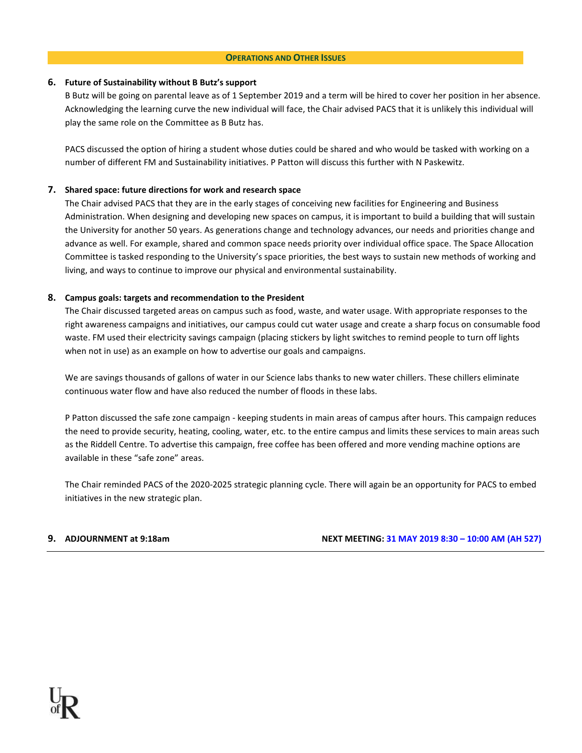## OPERATIONS AND OTHER ISSUES

**6. Future of Sustainability without B Butz's support**

B Butz will be going on parental leave as of 1 September 2019 and a term will be hired to cover her position in her absence. Acknowledging the learning curve the new individual will face, the Chair advised PACS that it is unlikely this individual will play the same role on the Committee as B Butz has.

PACS discussed the option of hiring a student whose duties could be shared and who would be tasked with working on a number of different FM and Sustainability initiatives. P Patton will discuss this further with N Paskewitz.

**7. Shared space: future directions for work and research space**

The Chair advised PACS that they are in the early stages of conceiving new facilities for Engineering and Business Administration. When designing and developing new spaces on campus, it is important to build a building that will sustain the University for another 50 years. As generations change and technology advances, our needs and priorities change and advance as well. For example, shared and common space needs priority over individual office space. The Space Allocation Committee is tasked responding to the University's space priorities, the best ways to sustain new methods of working and living, and ways to continue to improve our physical and environmental sustainability.

**8. Campus goals: targets and recommendation to the President**

The Chair discussed targeted areas on campus such as food, waste, and water usage. With appropriate responses to the right awareness campaigns and initiatives, our campus could cut water usage and create a sharp focus on consumable food waste. FM used their electricity savings campaign (placing stickers by light switches to remind people to turn off lights when not in use) as an example on how to advertise our goals and campaigns.

We are savings thousands of gallons of water in our Science labs thanks to new water chillers. These chillers eliminate continuous water flow and have also reduced the number of floods in these labs.

P Patton discussed the safe zone campaign - keeping students in main areas of campus after hours. This campaign reduces the need to provide security, heating, cooling, water, etc. to the entire campus and limits these services to main areas such as the Riddell Centre. To advertise this campaign, free coffee has been offered and more vending machine options are available in these "safe zone" areas.

The Chair reminded PACS of the 2020-2025 strategic planning cycle. There will again be an opportunity for PACS to embed initiatives in the new strategic plan.

**9. ADJOURNMENT at 9:18am** **NEXT MEETING: 31 MAY 2019 8:30 – 10:00 AM (AH 527)**